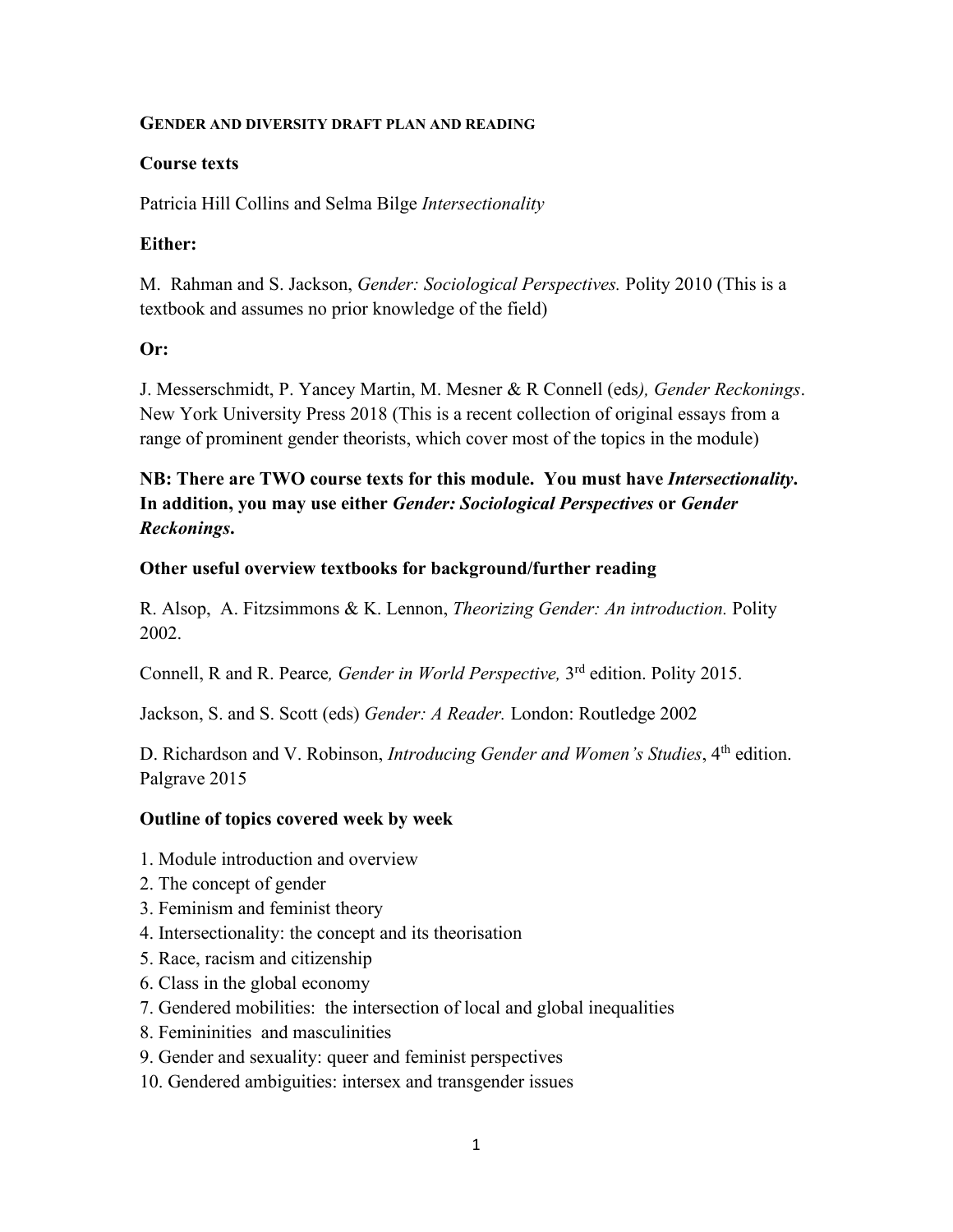## GENDER AND DIVERSITY DRAFT PLAN AND READING

**Course texts**

Patricia Hill Collins and Selma Bilge *Intersectionality*

**Either:**

M. Rahman and S. Jackson, *Gender: Sociological Perspectives.* Polity 2010 (This is a textbook and assumes no prior knowledge of the field)

**Or:**

J. Messerschmidt, P. Yancey Martin, M. Mesner & R Connell (eds*), Gender Reckonings*. New York University Press 2018 (This is a recent collection of original essays from a range of prominent gender theorists, which cover most of the topics in the module)

**NB: There are TWO course texts for this module. You must have *Intersectionality*. In addition, you may use either *Gender: Sociological Perspectives* or *Gender Reckonings*.**

**Other useful overview textbooks for background/further reading**

R. Alsop, A. Fitzsimmons & K. Lennon, *Theorizing Gender: An introduction.* Polity 2002.

Connell, R and R. Pearce*, Gender in World Perspective,* 3rd edition. Polity 2015.

Jackson, S. and S. Scott (eds) *Gender: A Reader.* London: Routledge 2002

D. Richardson and V. Robinson, *Introducing Gender and Women's Studies*, 4th edition. Palgrave 2015

**Outline of topics covered week by week**

1. Module introduction and overview
2. The concept of gender
3. Feminism and feminist theory
4. Intersectionality: the concept and its theorisation
5. Race, racism and citizenship
6. Class in the global economy
7. Gendered mobilities: the intersection of local and global inequalities
8. Femininities and masculinities
9. Gender and sexuality: queer and feminist perspectives
10. Gendered ambiguities: intersex and transgender issues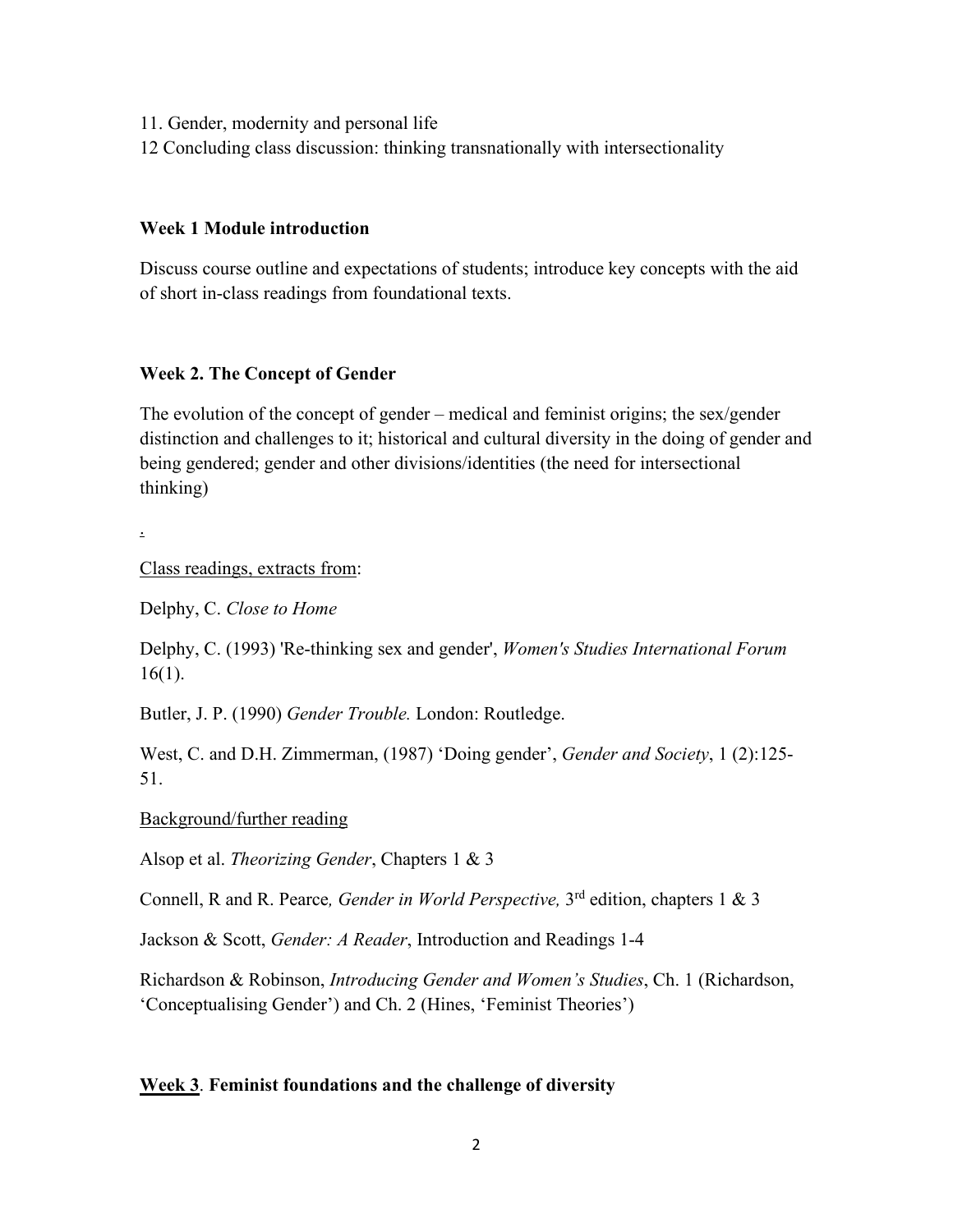11. Gender, modernity and personal life
12 Concluding class discussion: thinking transnationally with intersectionality

**Week 1 Module introduction**

Discuss course outline and expectations of students; introduce key concepts with the aid of short in-class readings from foundational texts.

**Week 2. The Concept of Gender**

The evolution of the concept of gender – medical and feminist origins; the sex/gender distinction and challenges to it; historical and cultural diversity in the doing of gender and being gendered; gender and other divisions/identities (the need for intersectional thinking)

.

<u>Class readings, extracts from</u>:

Delphy, C. *Close to Home*

Delphy, C. (1993) 'Re-thinking sex and gender', *Women's Studies International Forum* 16(1).

Butler, J. P. (1990) *Gender Trouble.* London: Routledge.

West, C. and D.H. Zimmerman, (1987) 'Doing gender', *Gender and Society*, 1 (2):125-51.

<u>Background/further reading</u>

Alsop et al. *Theorizing Gender*, Chapters 1 & 3

Connell, R and R. Pearce*, Gender in World Perspective,* 3rd edition, chapters 1 & 3

Jackson & Scott, *Gender: A Reader*, Introduction and Readings 1-4

Richardson & Robinson, *Introducing Gender and Women's Studies*, Ch. 1 (Richardson, 'Conceptualising Gender') and Ch. 2 (Hines, 'Feminist Theories')

**<u>Week 3</u>. Feminist foundations and the challenge of diversity**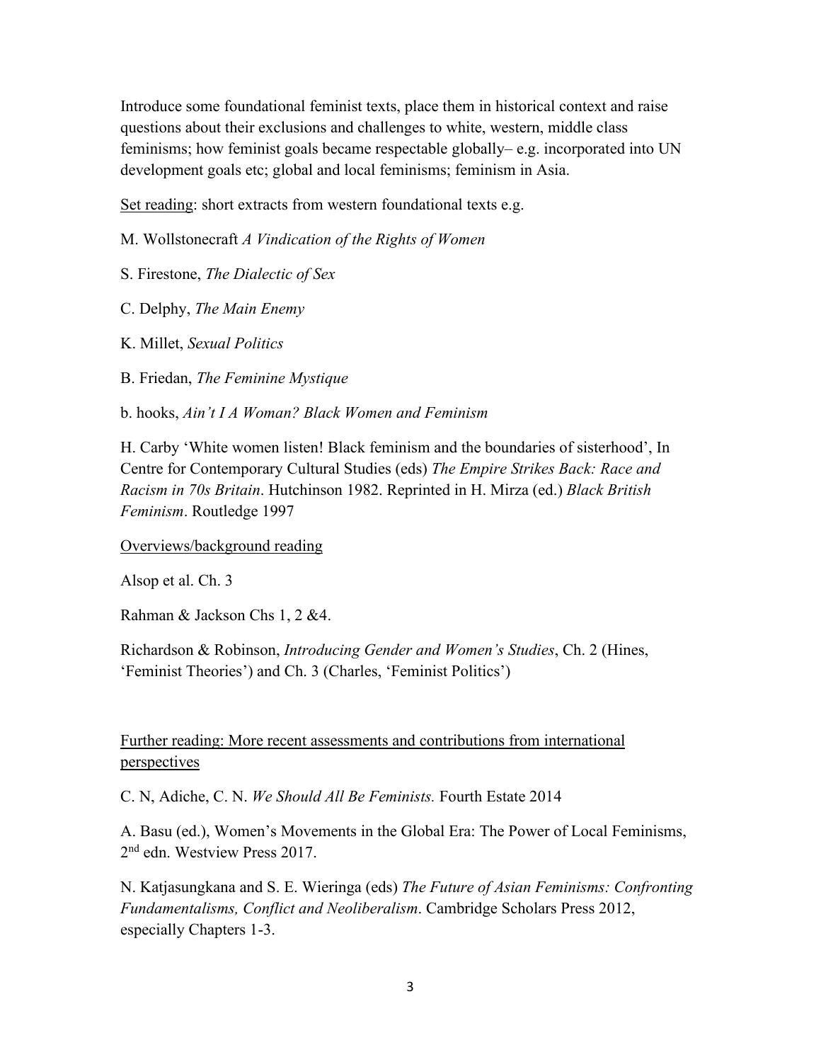Introduce some foundational feminist texts, place them in historical context and raise questions about their exclusions and challenges to white, western, middle class feminisms; how feminist goals became respectable globally– e.g. incorporated into UN development goals etc; global and local feminisms; feminism in Asia.

<u>Set reading</u>: short extracts from western foundational texts e.g.

M. Wollstonecraft *A Vindication of the Rights of Women*

S. Firestone, *The Dialectic of Sex*

C. Delphy, *The Main Enemy*

K. Millet, *Sexual Politics*

B. Friedan, *The Feminine Mystique*

b. hooks, *Ain't I A Woman? Black Women and Feminism*

H. Carby 'White women listen! Black feminism and the boundaries of sisterhood', In Centre for Contemporary Cultural Studies (eds) *The Empire Strikes Back: Race and Racism in 70s Britain*. Hutchinson 1982. Reprinted in H. Mirza (ed.) *Black British Feminism*. Routledge 1997

<u>Overviews/background reading</u>

Alsop et al. Ch. 3

Rahman & Jackson Chs 1, 2 &4.

Richardson & Robinson, *Introducing Gender and Women's Studies*, Ch. 2 (Hines, 'Feminist Theories') and Ch. 3 (Charles, 'Feminist Politics')

<u>Further reading: More recent assessments and contributions from international perspectives</u>

C. N, Adiche, C. N. *We Should All Be Feminists.* Fourth Estate 2014

A. Basu (ed.), Women's Movements in the Global Era: The Power of Local Feminisms, 2nd edn. Westview Press 2017.

N. Katjasungkana and S. E. Wieringa (eds) *The Future of Asian Feminisms: Confronting Fundamentalisms, Conflict and Neoliberalism*. Cambridge Scholars Press 2012, especially Chapters 1-3.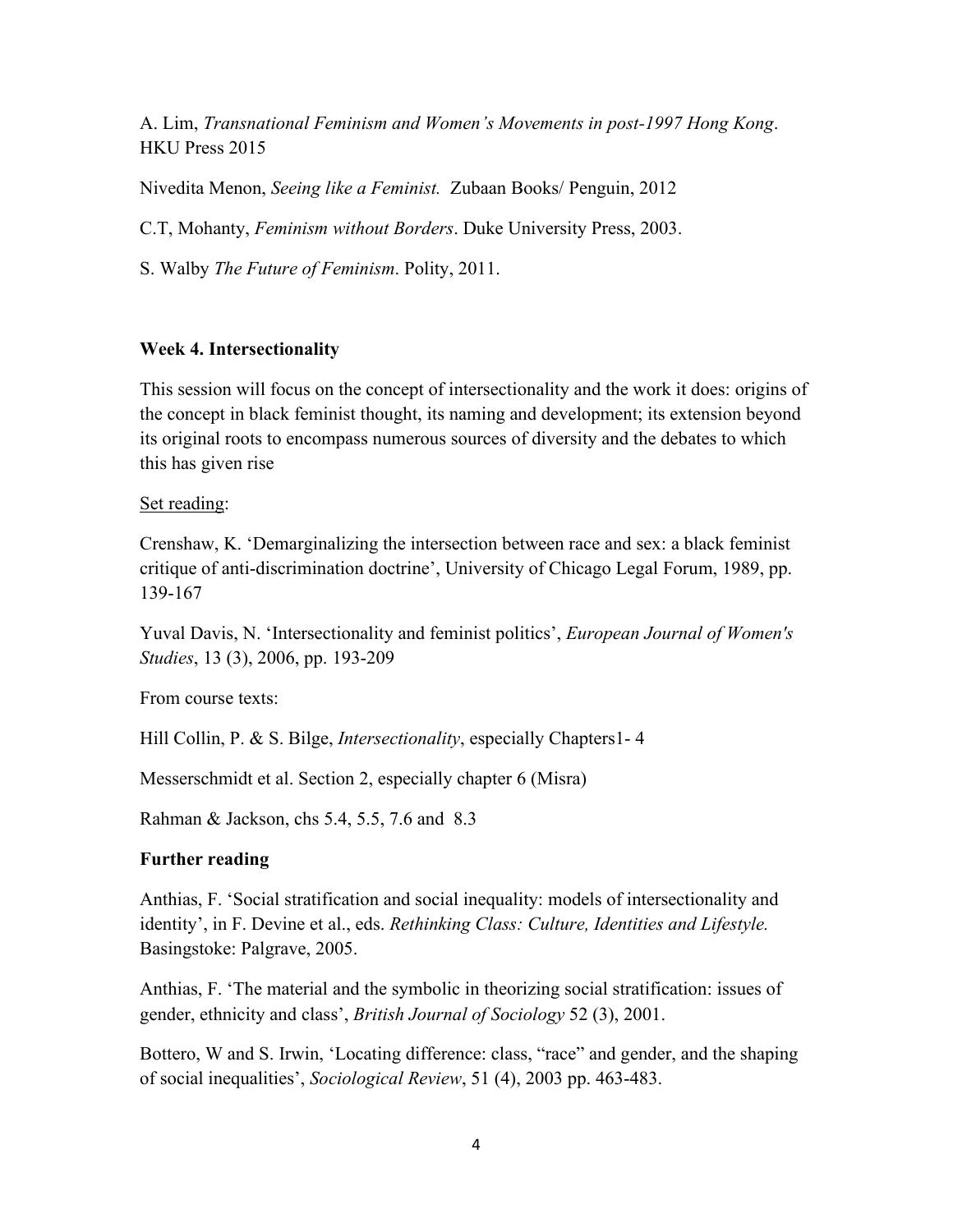A. Lim, *Transnational Feminism and Women's Movements in post-1997 Hong Kong*. HKU Press 2015

Nivedita Menon, *Seeing like a Feminist.* Zubaan Books/ Penguin, 2012

C.T, Mohanty, *Feminism without Borders*. Duke University Press, 2003.

S. Walby *The Future of Feminism*. Polity, 2011.

### Week 4. Intersectionality

This session will focus on the concept of intersectionality and the work it does: origins of the concept in black feminist thought, its naming and development; its extension beyond its original roots to encompass numerous sources of diversity and the debates to which this has given rise

<u>Set reading</u>:

Crenshaw, K. 'Demarginalizing the intersection between race and sex: a black feminist critique of anti-discrimination doctrine', University of Chicago Legal Forum, 1989, pp. 139-167

Yuval Davis, N. 'Intersectionality and feminist politics', *European Journal of Women's Studies*, 13 (3), 2006, pp. 193-209

From course texts:

Hill Collin, P. & S. Bilge, *Intersectionality*, especially Chapters1- 4

Messerschmidt et al. Section 2, especially chapter 6 (Misra)

Rahman & Jackson, chs 5.4, 5.5, 7.6 and 8.3

### Further reading

Anthias, F. 'Social stratification and social inequality: models of intersectionality and identity', in F. Devine et al., eds. *Rethinking Class: Culture, Identities and Lifestyle.* Basingstoke: Palgrave, 2005.

Anthias, F. 'The material and the symbolic in theorizing social stratification: issues of gender, ethnicity and class', *British Journal of Sociology* 52 (3), 2001.

Bottero, W and S. Irwin, 'Locating difference: class, "race" and gender, and the shaping of social inequalities', *Sociological Review*, 51 (4), 2003 pp. 463-483.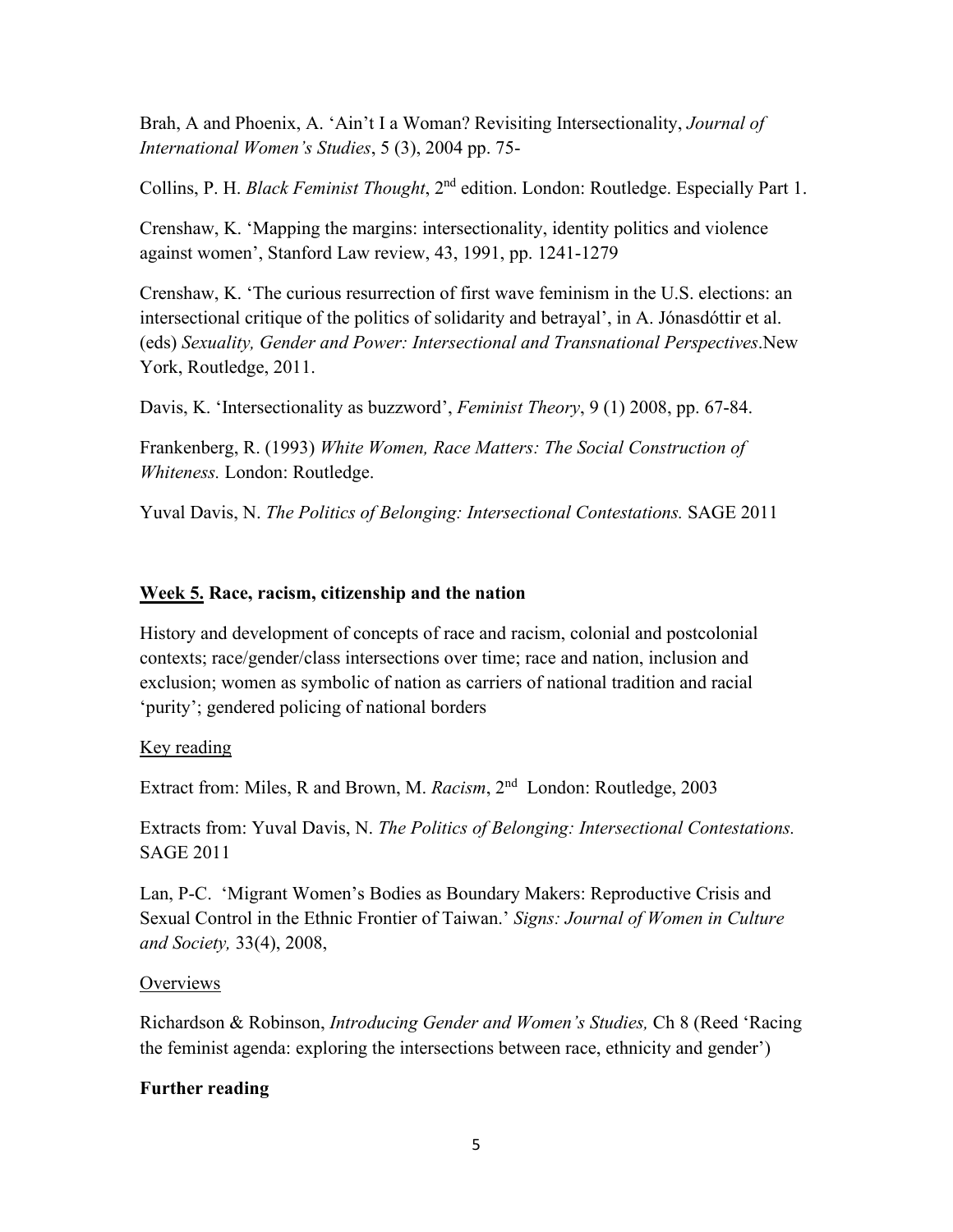Brah, A and Phoenix, A. 'Ain't I a Woman? Revisiting Intersectionality, *Journal of International Women's Studies*, 5 (3), 2004 pp. 75-

Collins, P. H. *Black Feminist Thought*, 2nd edition. London: Routledge. Especially Part 1.

Crenshaw, K. 'Mapping the margins: intersectionality, identity politics and violence against women', Stanford Law review, 43, 1991, pp. 1241-1279

Crenshaw, K. 'The curious resurrection of first wave feminism in the U.S. elections: an intersectional critique of the politics of solidarity and betrayal', in A. Jónasdóttir et al. (eds) *Sexuality, Gender and Power: Intersectional and Transnational Perspectives*.New York, Routledge, 2011.

Davis, K. 'Intersectionality as buzzword', *Feminist Theory*, 9 (1) 2008, pp. 67-84.

Frankenberg, R. (1993) *White Women, Race Matters: The Social Construction of Whiteness.* London: Routledge.

Yuval Davis, N. *The Politics of Belonging: Intersectional Contestations.* SAGE 2011

## <u>Week 5.</u> Race, racism, citizenship and the nation

History and development of concepts of race and racism, colonial and postcolonial contexts; race/gender/class intersections over time; race and nation, inclusion and exclusion; women as symbolic of nation as carriers of national tradition and racial 'purity'; gendered policing of national borders

<u>Key reading</u>

Extract from: Miles, R and Brown, M. *Racism*, 2nd London: Routledge, 2003

Extracts from: Yuval Davis, N. *The Politics of Belonging: Intersectional Contestations.* SAGE 2011

Lan, P-C. 'Migrant Women's Bodies as Boundary Makers: Reproductive Crisis and Sexual Control in the Ethnic Frontier of Taiwan.' *Signs: Journal of Women in Culture and Society,* 33(4), 2008,

<u>Overviews</u>

Richardson & Robinson, *Introducing Gender and Women's Studies,* Ch 8 (Reed 'Racing the feminist agenda: exploring the intersections between race, ethnicity and gender')

**Further reading**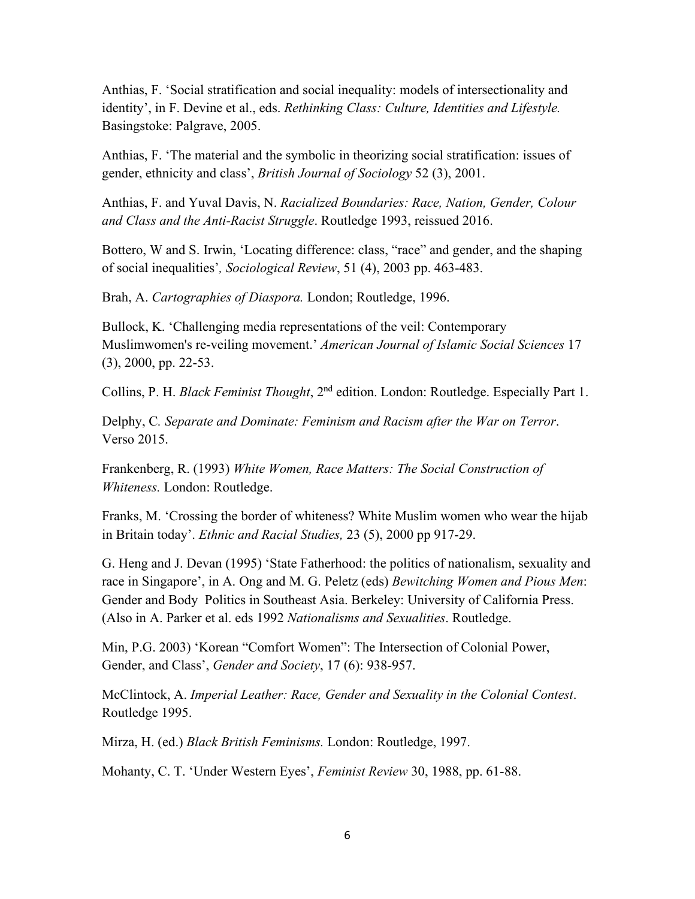Anthias, F. 'Social stratification and social inequality: models of intersectionality and identity', in F. Devine et al., eds. *Rethinking Class: Culture, Identities and Lifestyle.* Basingstoke: Palgrave, 2005.

Anthias, F. 'The material and the symbolic in theorizing social stratification: issues of gender, ethnicity and class', *British Journal of Sociology* 52 (3), 2001.

Anthias, F. and Yuval Davis, N. *Racialized Boundaries: Race, Nation, Gender, Colour and Class and the Anti-Racist Struggle*. Routledge 1993, reissued 2016.

Bottero, W and S. Irwin, 'Locating difference: class, "race" and gender, and the shaping of social inequalities'*, Sociological Review*, 51 (4), 2003 pp. 463-483.

Brah, A. *Cartographies of Diaspora.* London; Routledge, 1996.

Bullock, K. 'Challenging media representations of the veil: Contemporary Muslimwomen's re-veiling movement.' *American Journal of Islamic Social Sciences* 17 (3), 2000, pp. 22-53.

Collins, P. H. *Black Feminist Thought*, 2nd edition. London: Routledge. Especially Part 1.

Delphy, C*. Separate and Dominate: Feminism and Racism after the War on Terror*. Verso 2015.

Frankenberg, R. (1993) *White Women, Race Matters: The Social Construction of Whiteness.* London: Routledge.

Franks, M. 'Crossing the border of whiteness? White Muslim women who wear the hijab in Britain today'. *Ethnic and Racial Studies,* 23 (5), 2000 pp 917-29.

G. Heng and J. Devan (1995) 'State Fatherhood: the politics of nationalism, sexuality and race in Singapore', in A. Ong and M. G. Peletz (eds) *Bewitching Women and Pious Men*: Gender and Body Politics in Southeast Asia. Berkeley: University of California Press. (Also in A. Parker et al. eds 1992 *Nationalisms and Sexualities*. Routledge.

Min, P.G. 2003) 'Korean "Comfort Women": The Intersection of Colonial Power, Gender, and Class', *Gender and Society*, 17 (6): 938-957.

McClintock, A. *Imperial Leather: Race, Gender and Sexuality in the Colonial Contest*. Routledge 1995.

Mirza, H. (ed.) *Black British Feminisms.* London: Routledge, 1997.

Mohanty, C. T. 'Under Western Eyes', *Feminist Review* 30, 1988, pp. 61-88.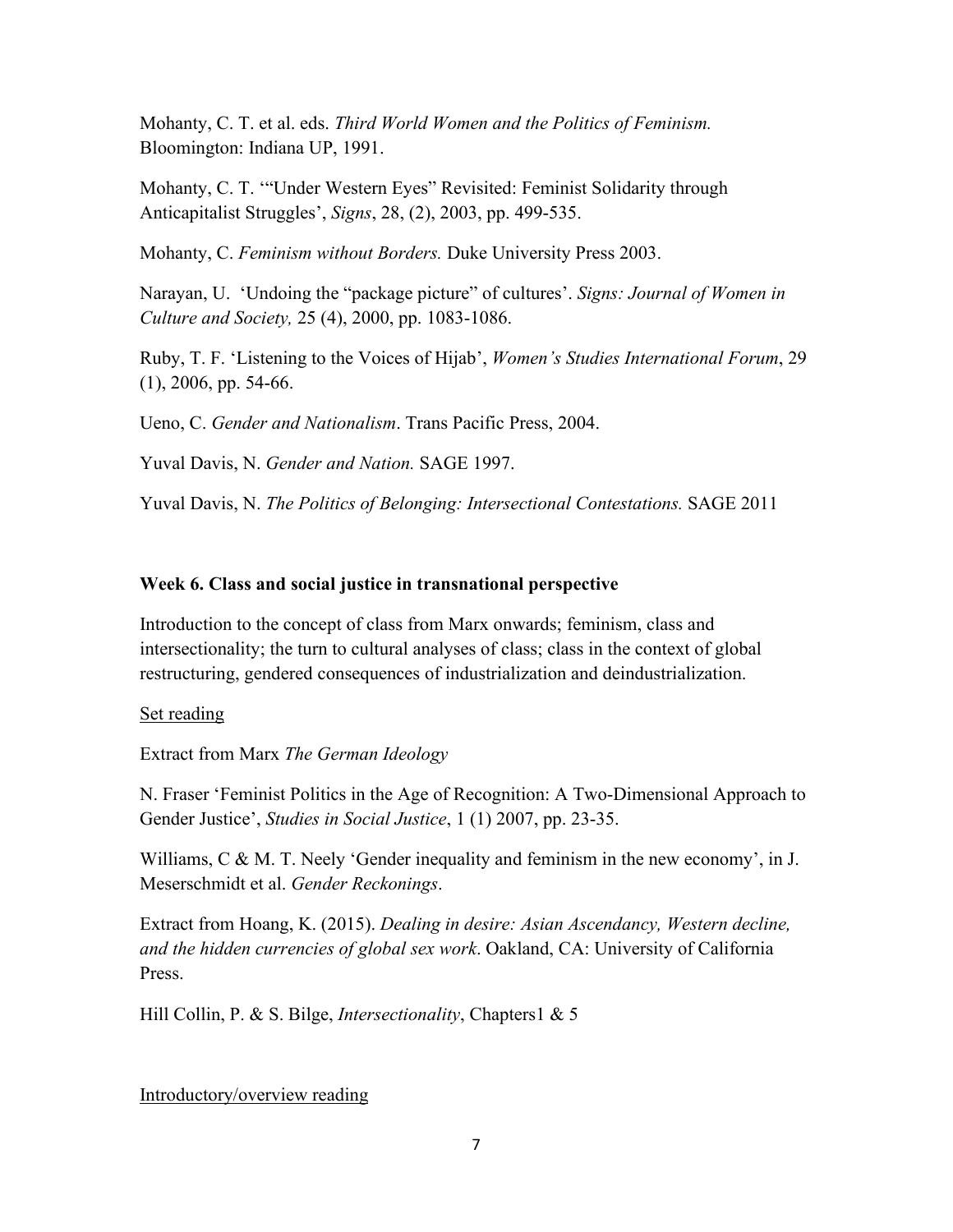Mohanty, C. T. et al. eds. *Third World Women and the Politics of Feminism.* Bloomington: Indiana UP, 1991.

Mohanty, C. T. '"Under Western Eyes" Revisited: Feminist Solidarity through Anticapitalist Struggles', *Signs*, 28, (2), 2003, pp. 499-535.

Mohanty, C. *Feminism without Borders.* Duke University Press 2003.

Narayan, U. 'Undoing the "package picture" of cultures'. *Signs: Journal of Women in Culture and Society,* 25 (4), 2000, pp. 1083-1086.

Ruby, T. F. 'Listening to the Voices of Hijab', *Women's Studies International Forum*, 29 (1), 2006, pp. 54-66.

Ueno, C. *Gender and Nationalism*. Trans Pacific Press, 2004.

Yuval Davis, N. *Gender and Nation.* SAGE 1997.

Yuval Davis, N. *The Politics of Belonging: Intersectional Contestations.* SAGE 2011

**Week 6. Class and social justice in transnational perspective**

Introduction to the concept of class from Marx onwards; feminism, class and intersectionality; the turn to cultural analyses of class; class in the context of global restructuring, gendered consequences of industrialization and deindustrialization.

<u>Set reading</u>

Extract from Marx *The German Ideology*

N. Fraser 'Feminist Politics in the Age of Recognition: A Two-Dimensional Approach to Gender Justice', *Studies in Social Justice*, 1 (1) 2007, pp. 23-35.

Williams, C & M. T. Neely 'Gender inequality and feminism in the new economy', in J. Meserschmidt et al. *Gender Reckonings*.

Extract from Hoang, K. (2015). *Dealing in desire: Asian Ascendancy, Western decline, and the hidden currencies of global sex work*. Oakland, CA: University of California Press.

Hill Collin, P. & S. Bilge, *Intersectionality*, Chapters1 & 5

<u>Introductory/overview reading</u>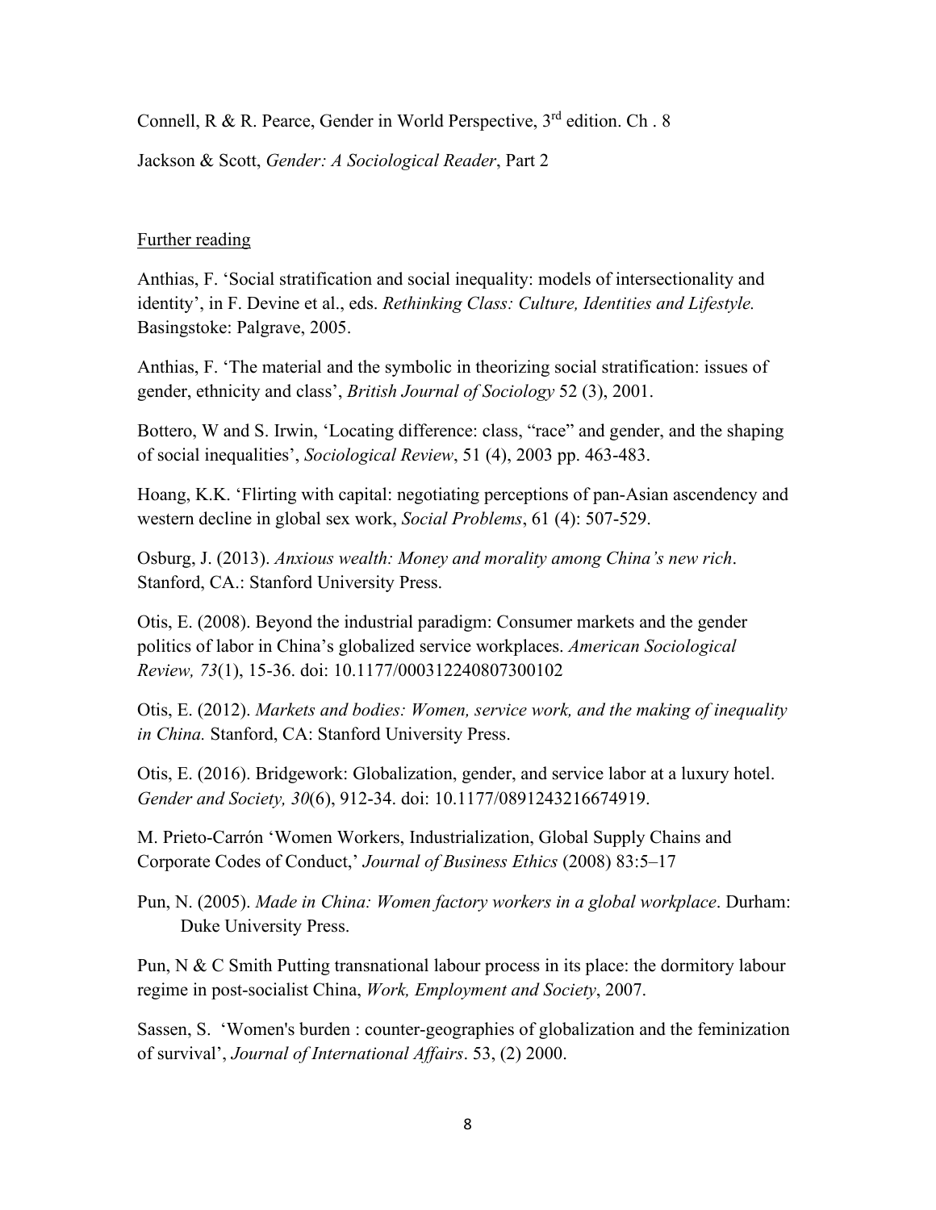Connell, R & R. Pearce, Gender in World Perspective, 3rd edition. Ch . 8

Jackson & Scott, *Gender: A Sociological Reader*, Part 2

<u>Further reading</u>

Anthias, F. 'Social stratification and social inequality: models of intersectionality and identity', in F. Devine et al., eds. *Rethinking Class: Culture, Identities and Lifestyle.* Basingstoke: Palgrave, 2005.

Anthias, F. 'The material and the symbolic in theorizing social stratification: issues of gender, ethnicity and class', *British Journal of Sociology* 52 (3), 2001.

Bottero, W and S. Irwin, 'Locating difference: class, "race" and gender, and the shaping of social inequalities', *Sociological Review*, 51 (4), 2003 pp. 463-483.

Hoang, K.K. 'Flirting with capital: negotiating perceptions of pan-Asian ascendency and western decline in global sex work, *Social Problems*, 61 (4): 507-529.

Osburg, J. (2013). *Anxious wealth: Money and morality among China's new rich*. Stanford, CA.: Stanford University Press.

Otis, E. (2008). Beyond the industrial paradigm: Consumer markets and the gender politics of labor in China's globalized service workplaces. *American Sociological Review, 73*(1), 15-36. doi: 10.1177/000312240807300102

Otis, E. (2012). *Markets and bodies: Women, service work, and the making of inequality in China.* Stanford, CA: Stanford University Press.

Otis, E. (2016). Bridgework: Globalization, gender, and service labor at a luxury hotel. *Gender and Society, 30*(6), 912-34. doi: 10.1177/0891243216674919.

M. Prieto-Carrón 'Women Workers, Industrialization, Global Supply Chains and Corporate Codes of Conduct,' *Journal of Business Ethics* (2008) 83:5–17

Pun, N. (2005). *Made in China: Women factory workers in a global workplace*. Durham: Duke University Press.

Pun, N & C Smith Putting transnational labour process in its place: the dormitory labour regime in post-socialist China, *Work, Employment and Society*, 2007.

Sassen, S. 'Women's burden : counter-geographies of globalization and the feminization of survival', *Journal of International Affairs*. 53, (2) 2000.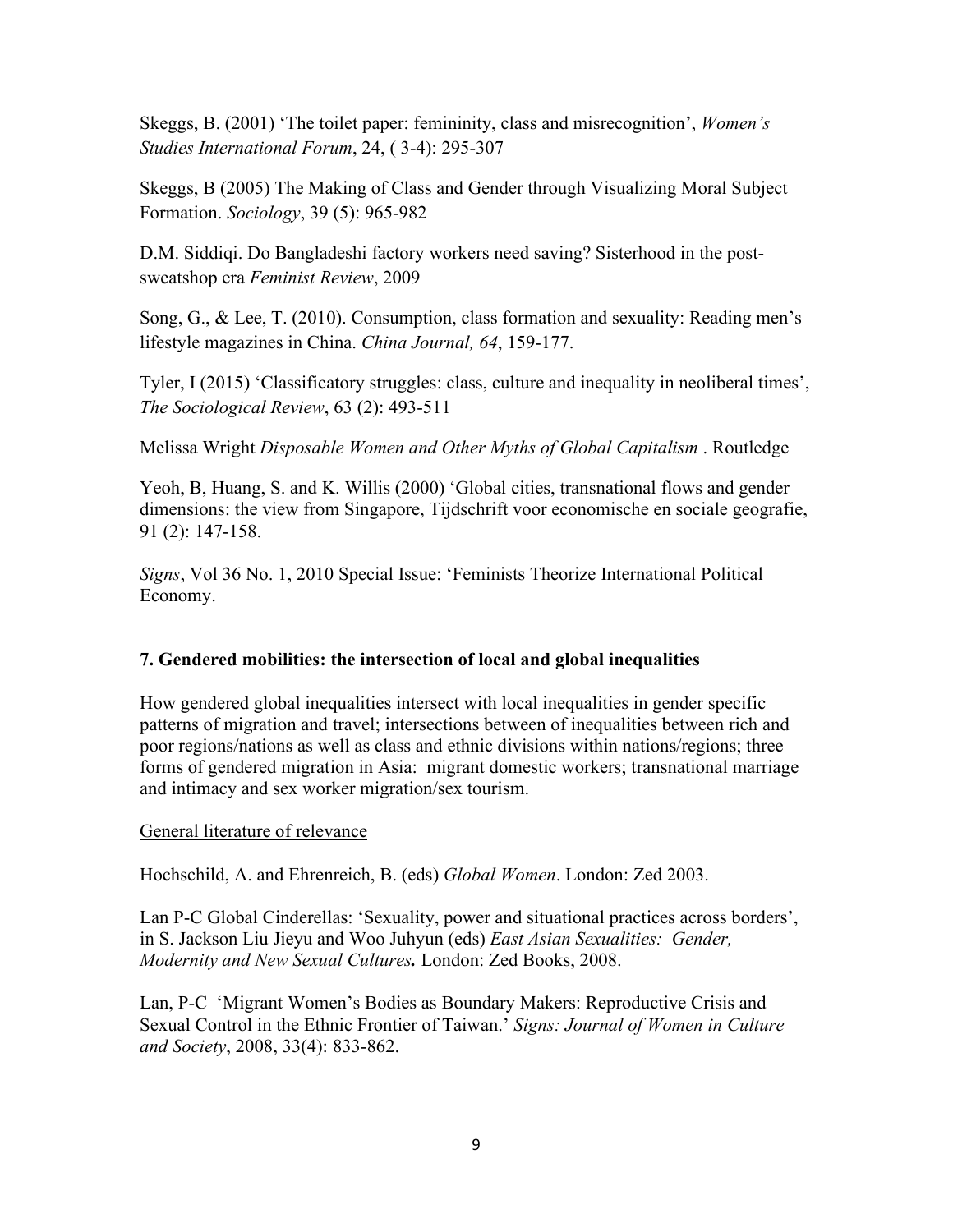Skeggs, B. (2001) 'The toilet paper: femininity, class and misrecognition', *Women's Studies International Forum*, 24, ( 3-4): 295-307

Skeggs, B (2005) The Making of Class and Gender through Visualizing Moral Subject Formation. *Sociology*, 39 (5): 965-982

D.M. Siddiqi. Do Bangladeshi factory workers need saving? Sisterhood in the post-sweatshop era *Feminist Review*, 2009

Song, G., & Lee, T. (2010). Consumption, class formation and sexuality: Reading men's lifestyle magazines in China. *China Journal, 64*, 159-177.

Tyler, I (2015) 'Classificatory struggles: class, culture and inequality in neoliberal times', *The Sociological Review*, 63 (2): 493-511

Melissa Wright *Disposable Women and Other Myths of Global Capitalism* . Routledge

Yeoh, B, Huang, S. and K. Willis (2000) 'Global cities, transnational flows and gender dimensions: the view from Singapore, Tijdschrift voor economische en sociale geografie, 91 (2): 147-158.

*Signs*, Vol 36 No. 1, 2010 Special Issue: 'Feminists Theorize International Political Economy.

### 7. Gendered mobilities: the intersection of local and global inequalities

How gendered global inequalities intersect with local inequalities in gender specific patterns of migration and travel; intersections between of inequalities between rich and poor regions/nations as well as class and ethnic divisions within nations/regions; three forms of gendered migration in Asia: migrant domestic workers; transnational marriage and intimacy and sex worker migration/sex tourism.

General literature of relevance

Hochschild, A. and Ehrenreich, B. (eds) *Global Women*. London: Zed 2003.

Lan P-C Global Cinderellas: 'Sexuality, power and situational practices across borders', in S. Jackson Liu Jieyu and Woo Juhyun (eds) *East Asian Sexualities: Gender, Modernity and New Sexual Cultures.* London: Zed Books, 2008.

Lan, P-C 'Migrant Women's Bodies as Boundary Makers: Reproductive Crisis and Sexual Control in the Ethnic Frontier of Taiwan.' *Signs: Journal of Women in Culture and Society*, 2008, 33(4): 833-862.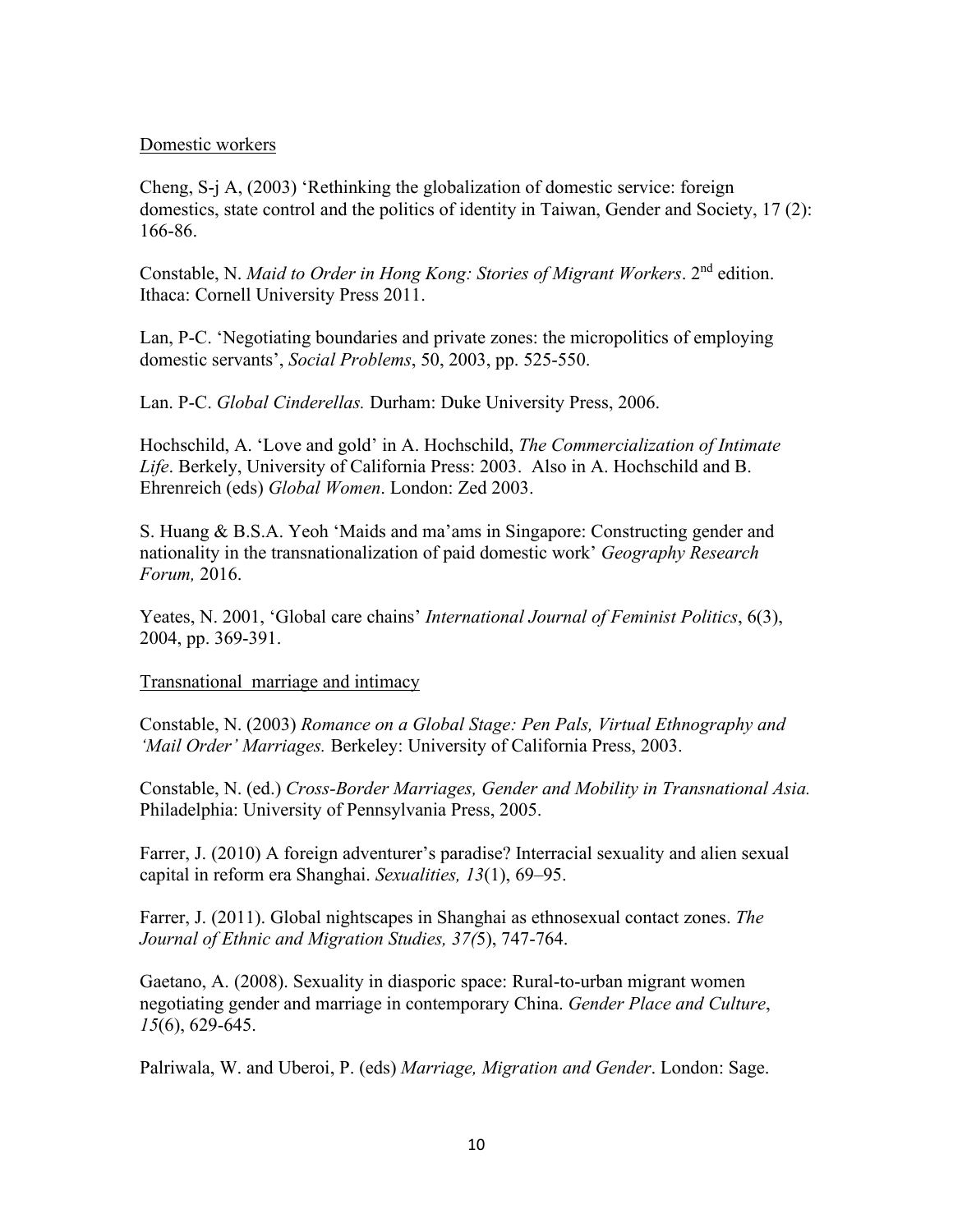<u>Domestic workers</u>

Cheng, S-j A, (2003) 'Rethinking the globalization of domestic service: foreign domestics, state control and the politics of identity in Taiwan, Gender and Society, 17 (2): 166-86.

Constable, N. *Maid to Order in Hong Kong: Stories of Migrant Workers*. 2nd edition. Ithaca: Cornell University Press 2011.

Lan, P-C. 'Negotiating boundaries and private zones: the micropolitics of employing domestic servants', *Social Problems*, 50, 2003, pp. 525-550.

Lan. P-C. *Global Cinderellas.* Durham: Duke University Press, 2006.

Hochschild, A. 'Love and gold' in A. Hochschild, *The Commercialization of Intimate Life*. Berkely, University of California Press: 2003. Also in A. Hochschild and B. Ehrenreich (eds) *Global Women*. London: Zed 2003.

S. Huang & B.S.A. Yeoh 'Maids and ma'ams in Singapore: Constructing gender and nationality in the transnationalization of paid domestic work' *Geography Research Forum,* 2016.

Yeates, N. 2001, 'Global care chains' *International Journal of Feminist Politics*, 6(3), 2004, pp. 369-391.

<u>Transnational marriage and intimacy</u>

Constable, N. (2003) *Romance on a Global Stage: Pen Pals, Virtual Ethnography and 'Mail Order' Marriages.* Berkeley: University of California Press, 2003.

Constable, N. (ed.) *Cross-Border Marriages, Gender and Mobility in Transnational Asia.* Philadelphia: University of Pennsylvania Press, 2005.

Farrer, J. (2010) A foreign adventurer's paradise? Interracial sexuality and alien sexual capital in reform era Shanghai. *Sexualities, 13*(1), 69–95.

Farrer, J. (2011). Global nightscapes in Shanghai as ethnosexual contact zones. *The Journal of Ethnic and Migration Studies, 37(*5), 747-764.

Gaetano, A. (2008). Sexuality in diasporic space: Rural-to-urban migrant women negotiating gender and marriage in contemporary China. *Gender Place and Culture*, *15*(6), 629-645.

Palriwala, W. and Uberoi, P. (eds) *Marriage, Migration and Gender*. London: Sage.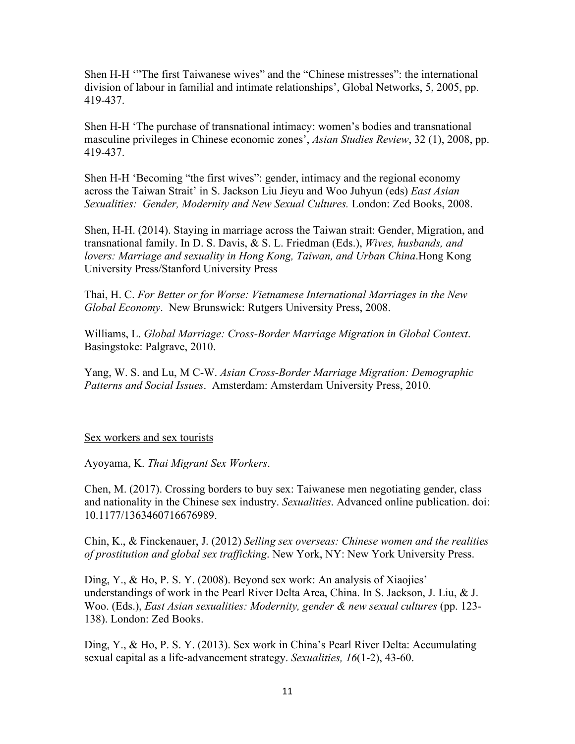Shen H-H '"The first Taiwanese wives" and the "Chinese mistresses": the international division of labour in familial and intimate relationships', Global Networks, 5, 2005, pp. 419-437.

Shen H-H 'The purchase of transnational intimacy: women's bodies and transnational masculine privileges in Chinese economic zones', *Asian Studies Review*, 32 (1), 2008, pp. 419-437.

Shen H-H 'Becoming "the first wives": gender, intimacy and the regional economy across the Taiwan Strait' in S. Jackson Liu Jieyu and Woo Juhyun (eds) *East Asian Sexualities: Gender, Modernity and New Sexual Cultures.* London: Zed Books, 2008.

Shen, H-H. (2014). Staying in marriage across the Taiwan strait: Gender, Migration, and transnational family. In D. S. Davis, & S. L. Friedman (Eds.), *Wives, husbands, and lovers: Marriage and sexuality in Hong Kong, Taiwan, and Urban China*.Hong Kong University Press/Stanford University Press

Thai, H. C. *For Better or for Worse: Vietnamese International Marriages in the New Global Economy*. New Brunswick: Rutgers University Press, 2008.

Williams, L. *Global Marriage: Cross-Border Marriage Migration in Global Context*. Basingstoke: Palgrave, 2010.

Yang, W. S. and Lu, M C-W. *Asian Cross-Border Marriage Migration: Demographic Patterns and Social Issues*. Amsterdam: Amsterdam University Press, 2010.

<u>Sex workers and sex tourists</u>

Ayoyama, K. *Thai Migrant Sex Workers*.

Chen, M. (2017). Crossing borders to buy sex: Taiwanese men negotiating gender, class and nationality in the Chinese sex industry. *Sexualities*. Advanced online publication. doi: 10.1177/1363460716676989.

Chin, K., & Finckenauer, J. (2012) *Selling sex overseas: Chinese women and the realities of prostitution and global sex trafficking*. New York, NY: New York University Press.

Ding, Y., & Ho, P. S. Y. (2008). Beyond sex work: An analysis of Xiaojies' understandings of work in the Pearl River Delta Area, China. In S. Jackson, J. Liu, & J. Woo. (Eds.), *East Asian sexualities: Modernity, gender & new sexual cultures* (pp. 123-138). London: Zed Books.

Ding, Y., & Ho, P. S. Y. (2013). Sex work in China's Pearl River Delta: Accumulating sexual capital as a life-advancement strategy. *Sexualities, 16*(1-2), 43-60.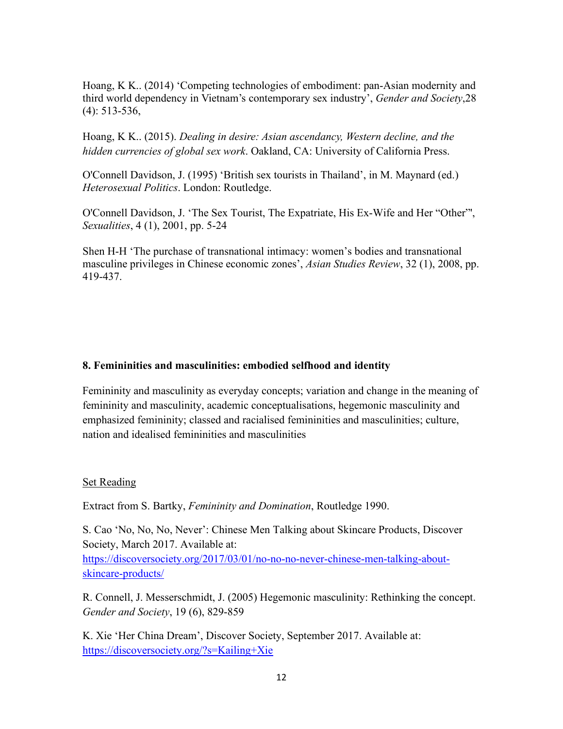Hoang, K K.. (2014) 'Competing technologies of embodiment: pan-Asian modernity and third world dependency in Vietnam's contemporary sex industry', *Gender and Society*,28 (4): 513-536,

Hoang, K K.. (2015). *Dealing in desire: Asian ascendancy, Western decline, and the hidden currencies of global sex work*. Oakland, CA: University of California Press.

O'Connell Davidson, J. (1995) 'British sex tourists in Thailand', in M. Maynard (ed.) *Heterosexual Politics*. London: Routledge.

O'Connell Davidson, J. 'The Sex Tourist, The Expatriate, His Ex-Wife and Her "Other"', *Sexualities*, 4 (1), 2001, pp. 5-24

Shen H-H 'The purchase of transnational intimacy: women's bodies and transnational masculine privileges in Chinese economic zones', *Asian Studies Review*, 32 (1), 2008, pp. 419-437.

**8. Femininities and masculinities: embodied selfhood and identity**

Femininity and masculinity as everyday concepts; variation and change in the meaning of femininity and masculinity, academic conceptualisations, hegemonic masculinity and emphasized femininity; classed and racialised femininities and masculinities; culture, nation and idealised femininities and masculinities

<u>Set Reading</u>

Extract from S. Bartky, *Femininity and Domination*, Routledge 1990.

S. Cao 'No, No, No, Never': Chinese Men Talking about Skincare Products, Discover Society, March 2017. Available at: https://discoversociety.org/2017/03/01/no-no-no-never-chinese-men-talking-about-skincare-products/

R. Connell, J. Messerschmidt, J. (2005) Hegemonic masculinity: Rethinking the concept. *Gender and Society*, 19 (6), 829-859

K. Xie 'Her China Dream', Discover Society, September 2017. Available at: https://discoversociety.org/?s=Kailing+Xie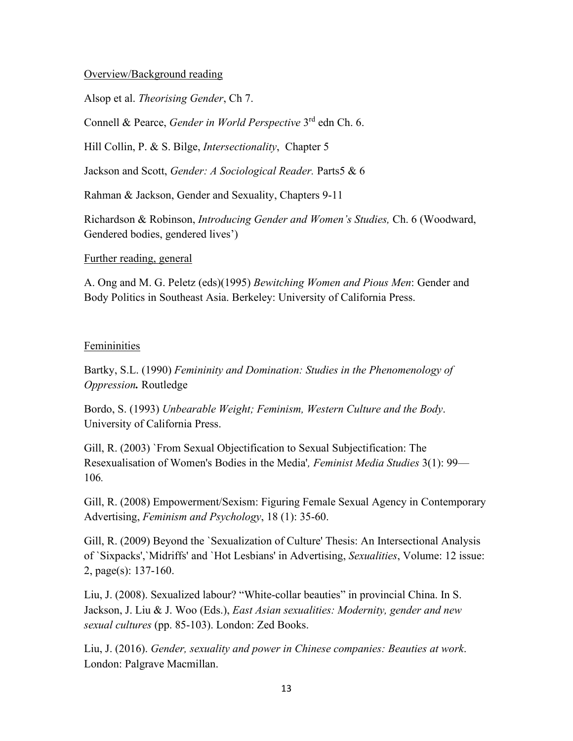Overview/Background reading

Alsop et al. *Theorising Gender*, Ch 7.

Connell & Pearce, *Gender in World Perspective* 3rd edn Ch. 6.

Hill Collin, P. & S. Bilge, *Intersectionality*, Chapter 5

Jackson and Scott, *Gender: A Sociological Reader.* Parts5 & 6

Rahman & Jackson, Gender and Sexuality, Chapters 9-11

Richardson & Robinson, *Introducing Gender and Women's Studies,* Ch. 6 (Woodward, Gendered bodies, gendered lives')

Further reading, general

A. Ong and M. G. Peletz (eds)(1995) *Bewitching Women and Pious Men*: Gender and Body Politics in Southeast Asia. Berkeley: University of California Press.

Femininities

Bartky, S.L. (1990) *Femininity and Domination: Studies in the Phenomenology of Oppression.* Routledge

Bordo, S. (1993) *Unbearable Weight; Feminism, Western Culture and the Body*. University of California Press.

Gill, R. (2003) `From Sexual Objectification to Sexual Subjectification: The Resexualisation of Women's Bodies in the Media', *Feminist Media Studies* 3(1): 99—106.

Gill, R. (2008) Empowerment/Sexism: Figuring Female Sexual Agency in Contemporary Advertising, *Feminism and Psychology*, 18 (1): 35-60.

Gill, R. (2009) Beyond the `Sexualization of Culture' Thesis: An Intersectional Analysis of `Sixpacks',`Midriffs' and `Hot Lesbians' in Advertising, *Sexualities*, Volume: 12 issue: 2, page(s): 137-160.

Liu, J. (2008). Sexualized labour? "White-collar beauties" in provincial China. In S. Jackson, J. Liu & J. Woo (Eds.), *East Asian sexualities: Modernity, gender and new sexual cultures* (pp. 85-103). London: Zed Books.

Liu, J. (2016). *Gender, sexuality and power in Chinese companies: Beauties at work*. London: Palgrave Macmillan.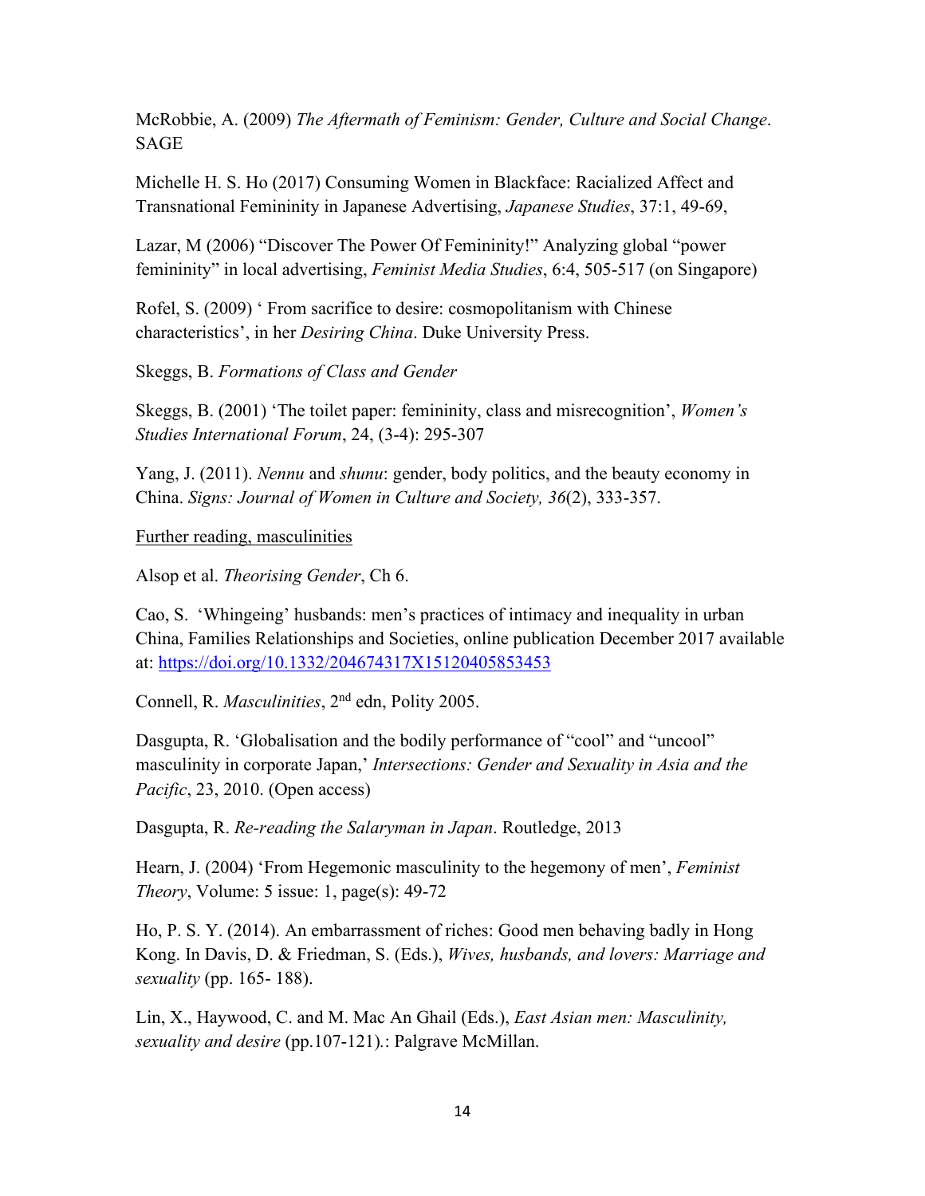McRobbie, A. (2009) *The Aftermath of Feminism: Gender, Culture and Social Change*. SAGE

Michelle H. S. Ho (2017) Consuming Women in Blackface: Racialized Affect and Transnational Femininity in Japanese Advertising, *Japanese Studies*, 37:1, 49-69,

Lazar, M (2006) "Discover The Power Of Femininity!" Analyzing global "power femininity" in local advertising, *Feminist Media Studies*, 6:4, 505-517 (on Singapore)

Rofel, S. (2009) ' From sacrifice to desire: cosmopolitanism with Chinese characteristics', in her *Desiring China*. Duke University Press.

Skeggs, B. *Formations of Class and Gender*

Skeggs, B. (2001) 'The toilet paper: femininity, class and misrecognition', *Women's Studies International Forum*, 24, (3-4): 295-307

Yang, J. (2011). *Nennu* and *shunu*: gender, body politics, and the beauty economy in China. *Signs: Journal of Women in Culture and Society, 36*(2), 333-357.

<u>Further reading, masculinities</u>

Alsop et al. *Theorising Gender*, Ch 6.

Cao, S. 'Whingeing' husbands: men's practices of intimacy and inequality in urban China, Families Relationships and Societies, online publication December 2017 available at: https://doi.org/10.1332/204674317X15120405853453

Connell, R. *Masculinities*, 2nd edn, Polity 2005.

Dasgupta, R. 'Globalisation and the bodily performance of "cool" and "uncool" masculinity in corporate Japan,' *Intersections: Gender and Sexuality in Asia and the Pacific*, 23, 2010. (Open access)

Dasgupta, R. *Re-reading the Salaryman in Japan*. Routledge, 2013

Hearn, J. (2004) 'From Hegemonic masculinity to the hegemony of men', *Feminist Theory*, Volume: 5 issue: 1, page(s): 49-72

Ho, P. S. Y. (2014). An embarrassment of riches: Good men behaving badly in Hong Kong. In Davis, D. & Friedman, S. (Eds.), *Wives, husbands, and lovers: Marriage and sexuality* (pp. 165- 188).

Lin, X., Haywood, C. and M. Mac An Ghail (Eds.), *East Asian men: Masculinity, sexuality and desire* (pp.107-121).: Palgrave McMillan.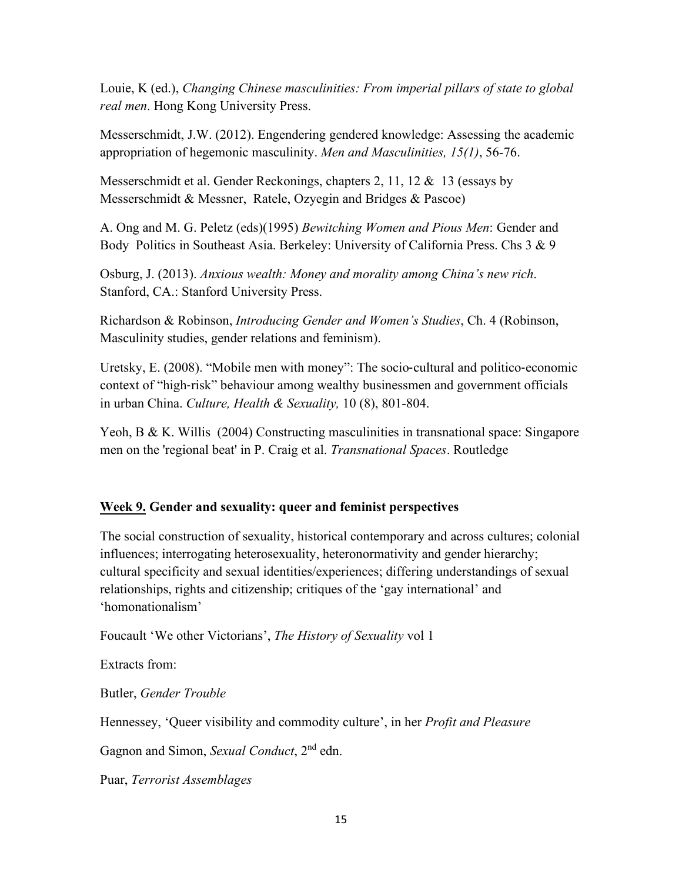Louie, K (ed.), *Changing Chinese masculinities: From imperial pillars of state to global real men*. Hong Kong University Press.

Messerschmidt, J.W. (2012). Engendering gendered knowledge: Assessing the academic appropriation of hegemonic masculinity. *Men and Masculinities, 15(1)*, 56-76.

Messerschmidt et al. Gender Reckonings, chapters 2, 11, 12 & 13 (essays by Messerschmidt & Messner, Ratele, Ozyegin and Bridges & Pascoe)

A. Ong and M. G. Peletz (eds)(1995) *Bewitching Women and Pious Men*: Gender and Body Politics in Southeast Asia. Berkeley: University of California Press. Chs 3 & 9

Osburg, J. (2013). *Anxious wealth: Money and morality among China's new rich*. Stanford, CA.: Stanford University Press.

Richardson & Robinson, *Introducing Gender and Women's Studies*, Ch. 4 (Robinson, Masculinity studies, gender relations and feminism).

Uretsky, E. (2008). "Mobile men with money": The socio-cultural and politico-economic context of "high-risk" behaviour among wealthy businessmen and government officials in urban China. *Culture, Health & Sexuality,* 10 (8), 801-804.

Yeoh, B & K. Willis (2004) Constructing masculinities in transnational space: Singapore men on the 'regional beat' in P. Craig et al. *Transnational Spaces*. Routledge

## Week 9. Gender and sexuality: queer and feminist perspectives

The social construction of sexuality, historical contemporary and across cultures; colonial influences; interrogating heterosexuality, heteronormativity and gender hierarchy; cultural specificity and sexual identities/experiences; differing understandings of sexual relationships, rights and citizenship; critiques of the 'gay international' and 'homonationalism'

Foucault 'We other Victorians', *The History of Sexuality* vol 1

Extracts from:

Butler, *Gender Trouble*

Hennessey, 'Queer visibility and commodity culture', in her *Profit and Pleasure*

Gagnon and Simon, *Sexual Conduct*, 2nd edn.

Puar, *Terrorist Assemblages*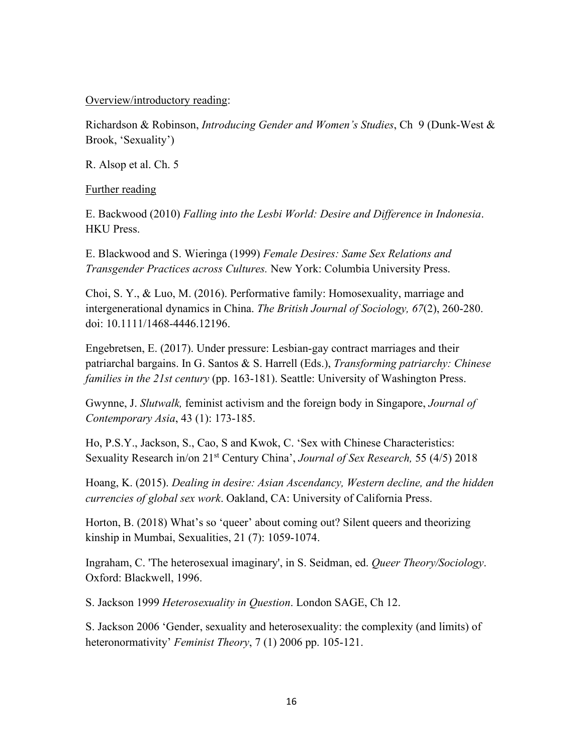Overview/introductory reading:

Richardson & Robinson, *Introducing Gender and Women's Studies*, Ch 9 (Dunk-West & Brook, 'Sexuality')

R. Alsop et al. Ch. 5

Further reading

E. Backwood (2010) *Falling into the Lesbi World: Desire and Difference in Indonesia*. HKU Press.

E. Blackwood and S. Wieringa (1999) *Female Desires: Same Sex Relations and Transgender Practices across Cultures.* New York: Columbia University Press.

Choi, S. Y., & Luo, M. (2016). Performative family: Homosexuality, marriage and intergenerational dynamics in China. *The British Journal of Sociology, 67*(2), 260-280. doi: 10.1111/1468-4446.12196.

Engebretsen, E. (2017). Under pressure: Lesbian-gay contract marriages and their patriarchal bargains. In G. Santos & S. Harrell (Eds.), *Transforming patriarchy: Chinese families in the 21st century* (pp. 163-181). Seattle: University of Washington Press.

Gwynne, J. *Slutwalk,* feminist activism and the foreign body in Singapore, *Journal of Contemporary Asia*, 43 (1): 173-185.

Ho, P.S.Y., Jackson, S., Cao, S and Kwok, C. 'Sex with Chinese Characteristics: Sexuality Research in/on 21st Century China', *Journal of Sex Research,* 55 (4/5) 2018

Hoang, K. (2015). *Dealing in desire: Asian Ascendancy, Western decline, and the hidden currencies of global sex work*. Oakland, CA: University of California Press.

Horton, B. (2018) What's so 'queer' about coming out? Silent queers and theorizing kinship in Mumbai, Sexualities, 21 (7): 1059-1074.

Ingraham, C. 'The heterosexual imaginary', in S. Seidman, ed. *Queer Theory/Sociology*. Oxford: Blackwell, 1996.

S. Jackson 1999 *Heterosexuality in Question*. London SAGE, Ch 12.

S. Jackson 2006 'Gender, sexuality and heterosexuality: the complexity (and limits) of heteronormativity' *Feminist Theory*, 7 (1) 2006 pp. 105-121.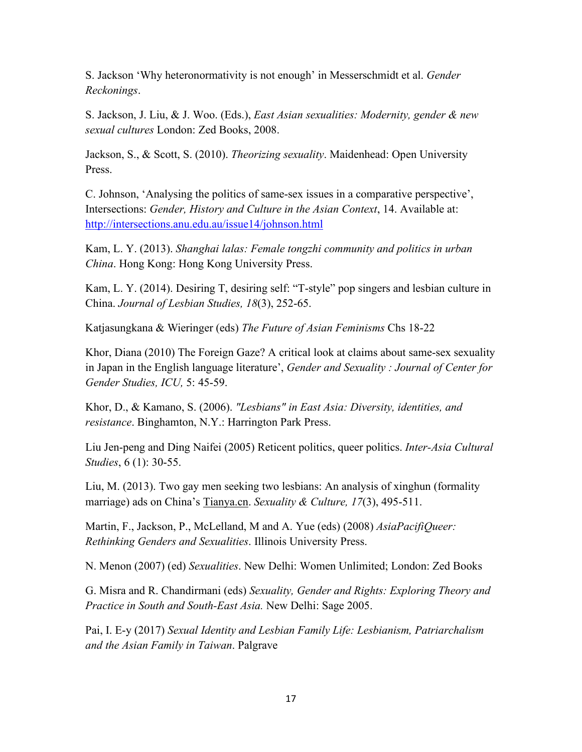S. Jackson 'Why heteronormativity is not enough' in Messerschmidt et al. *Gender Reckonings*.

S. Jackson, J. Liu, & J. Woo. (Eds.), *East Asian sexualities: Modernity, gender & new sexual cultures* London: Zed Books, 2008.

Jackson, S., & Scott, S. (2010). *Theorizing sexuality*. Maidenhead: Open University Press.

C. Johnson, 'Analysing the politics of same-sex issues in a comparative perspective', Intersections: *Gender, History and Culture in the Asian Context*, 14. Available at: http://intersections.anu.edu.au/issue14/johnson.html

Kam, L. Y. (2013). *Shanghai lalas: Female tongzhi community and politics in urban China*. Hong Kong: Hong Kong University Press.

Kam, L. Y. (2014). Desiring T, desiring self: "T-style" pop singers and lesbian culture in China. *Journal of Lesbian Studies, 18*(3), 252-65.

Katjasungkana & Wieringer (eds) *The Future of Asian Feminisms* Chs 18-22

Khor, Diana (2010) The Foreign Gaze? A critical look at claims about same-sex sexuality in Japan in the English language literature', *Gender and Sexuality : Journal of Center for Gender Studies, ICU,* 5: 45-59.

Khor, D., & Kamano, S. (2006). *"Lesbians" in East Asia: Diversity, identities, and resistance*. Binghamton, N.Y.: Harrington Park Press.

Liu Jen-peng and Ding Naifei (2005) Reticent politics, queer politics. *Inter-Asia Cultural Studies*, 6 (1): 30-55.

Liu, M. (2013). Two gay men seeking two lesbians: An analysis of xinghun (formality marriage) ads on China's Tianya.cn. *Sexuality & Culture, 17*(3), 495-511.

Martin, F., Jackson, P., McLelland, M and A. Yue (eds) (2008) *AsiaPacifiQueer: Rethinking Genders and Sexualities*. Illinois University Press.

N. Menon (2007) (ed) *Sexualities*. New Delhi: Women Unlimited; London: Zed Books

G. Misra and R. Chandirmani (eds) *Sexuality, Gender and Rights: Exploring Theory and Practice in South and South-East Asia.* New Delhi: Sage 2005.

Pai, I. E-y (2017) *Sexual Identity and Lesbian Family Life: Lesbianism, Patriarchalism and the Asian Family in Taiwan*. Palgrave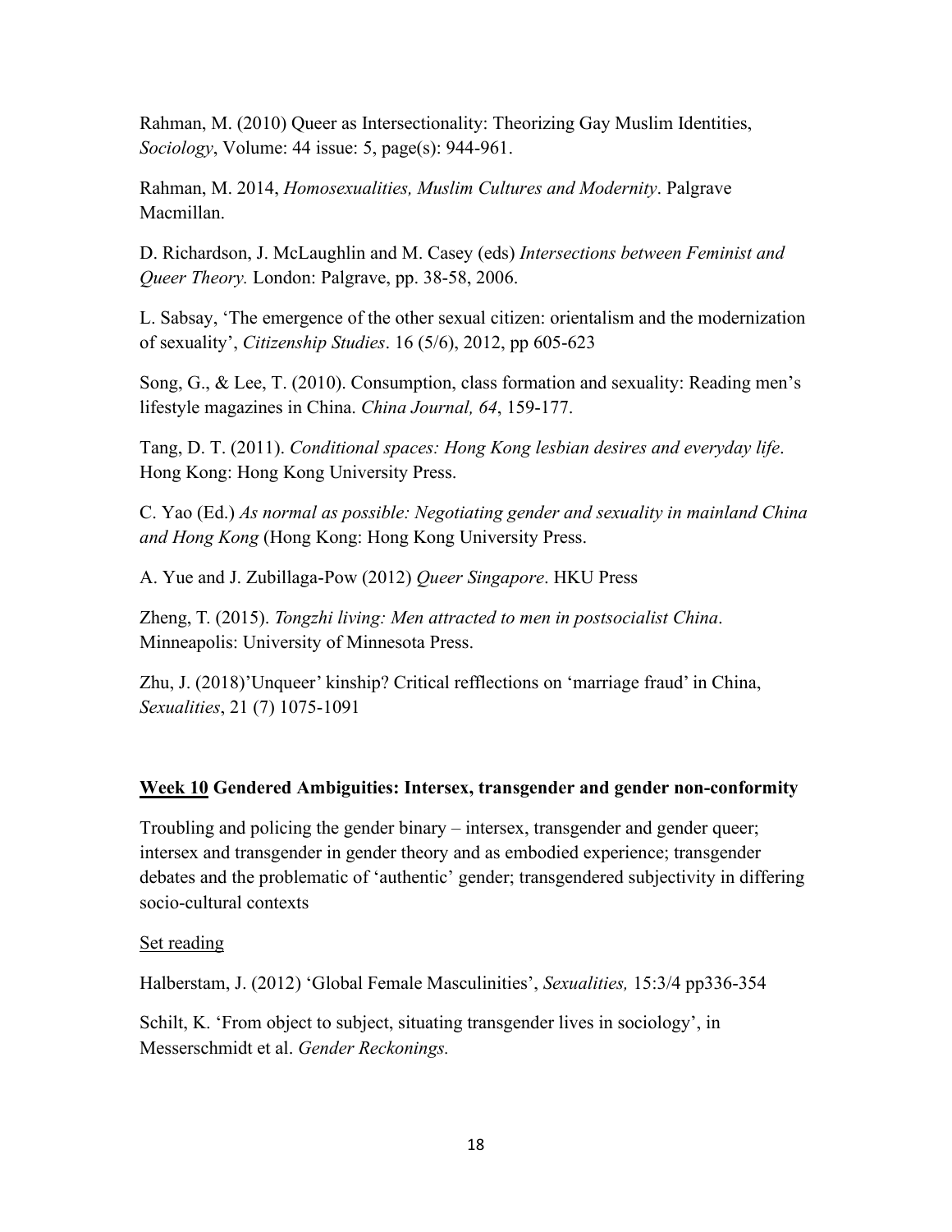Rahman, M. (2010) Queer as Intersectionality: Theorizing Gay Muslim Identities, *Sociology*, Volume: 44 issue: 5, page(s): 944-961.

Rahman, M. 2014, *Homosexualities, Muslim Cultures and Modernity*. Palgrave Macmillan.

D. Richardson, J. McLaughlin and M. Casey (eds) *Intersections between Feminist and Queer Theory.* London: Palgrave, pp. 38-58, 2006.

L. Sabsay, 'The emergence of the other sexual citizen: orientalism and the modernization of sexuality', *Citizenship Studies*. 16 (5/6), 2012, pp 605-623

Song, G., & Lee, T. (2010). Consumption, class formation and sexuality: Reading men's lifestyle magazines in China. *China Journal, 64*, 159-177.

Tang, D. T. (2011). *Conditional spaces: Hong Kong lesbian desires and everyday life*. Hong Kong: Hong Kong University Press.

C. Yao (Ed.) *As normal as possible: Negotiating gender and sexuality in mainland China and Hong Kong* (Hong Kong: Hong Kong University Press.

A. Yue and J. Zubillaga-Pow (2012) *Queer Singapore*. HKU Press

Zheng, T. (2015). *Tongzhi living: Men attracted to men in postsocialist China*. Minneapolis: University of Minnesota Press.

Zhu, J. (2018)'Unqueer' kinship? Critical refflections on 'marriage fraud' in China, *Sexualities*, 21 (7) 1075-1091

## Week 10 Gendered Ambiguities: Intersex, transgender and gender non-conformity

Troubling and policing the gender binary – intersex, transgender and gender queer; intersex and transgender in gender theory and as embodied experience; transgender debates and the problematic of 'authentic' gender; transgendered subjectivity in differing socio-cultural contexts

Set reading

Halberstam, J. (2012) 'Global Female Masculinities', *Sexualities,* 15:3/4 pp336-354

Schilt, K. 'From object to subject, situating transgender lives in sociology', in Messerschmidt et al. *Gender Reckonings.*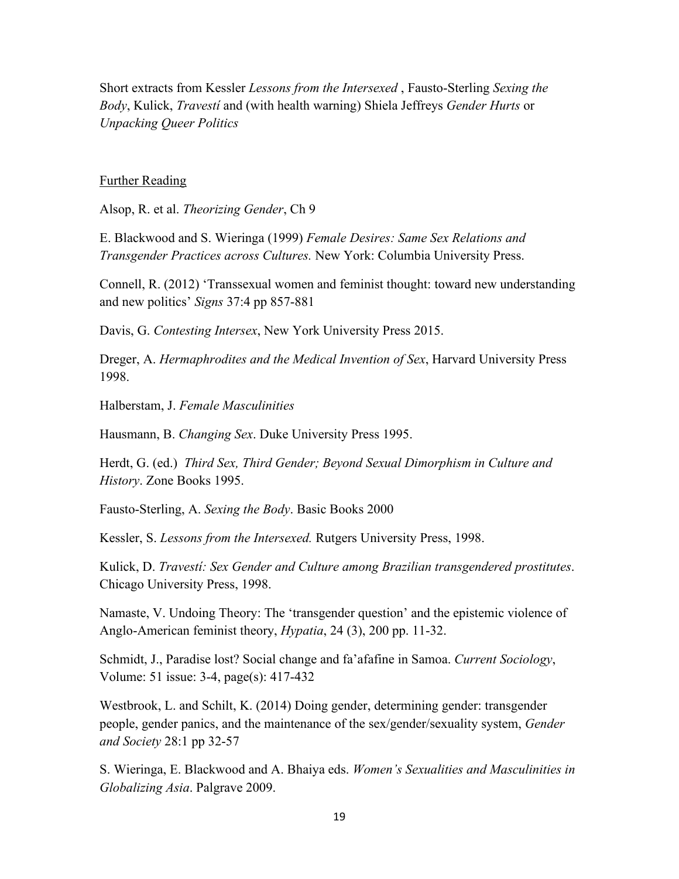Short extracts from Kessler *Lessons from the Intersexed* , Fausto-Sterling *Sexing the Body*, Kulick, *Travestí* and (with health warning) Shiela Jeffreys *Gender Hurts* or *Unpacking Queer Politics*

<u>Further Reading</u>

Alsop, R. et al. *Theorizing Gender*, Ch 9

E. Blackwood and S. Wieringa (1999) *Female Desires: Same Sex Relations and Transgender Practices across Cultures.* New York: Columbia University Press.

Connell, R. (2012) 'Transsexual women and feminist thought: toward new understanding and new politics' *Signs* 37:4 pp 857-881

Davis, G. *Contesting Intersex*, New York University Press 2015.

Dreger, A. *Hermaphrodites and the Medical Invention of Sex*, Harvard University Press 1998.

Halberstam, J. *Female Masculinities*

Hausmann, B. *Changing Sex*. Duke University Press 1995.

Herdt, G. (ed.) *Third Sex, Third Gender; Beyond Sexual Dimorphism in Culture and History*. Zone Books 1995.

Fausto-Sterling, A. *Sexing the Body*. Basic Books 2000

Kessler, S. *Lessons from the Intersexed.* Rutgers University Press, 1998.

Kulick, D. *Travestí: Sex Gender and Culture among Brazilian transgendered prostitutes*. Chicago University Press, 1998.

Namaste, V. Undoing Theory: The 'transgender question' and the epistemic violence of Anglo-American feminist theory, *Hypatia*, 24 (3), 200 pp. 11-32.

Schmidt, J., Paradise lost? Social change and fa'afafine in Samoa. *Current Sociology*, Volume: 51 issue: 3-4, page(s): 417-432

Westbrook, L. and Schilt, K. (2014) Doing gender, determining gender: transgender people, gender panics, and the maintenance of the sex/gender/sexuality system, *Gender and Society* 28:1 pp 32-57

S. Wieringa, E. Blackwood and A. Bhaiya eds. *Women's Sexualities and Masculinities in Globalizing Asia*. Palgrave 2009.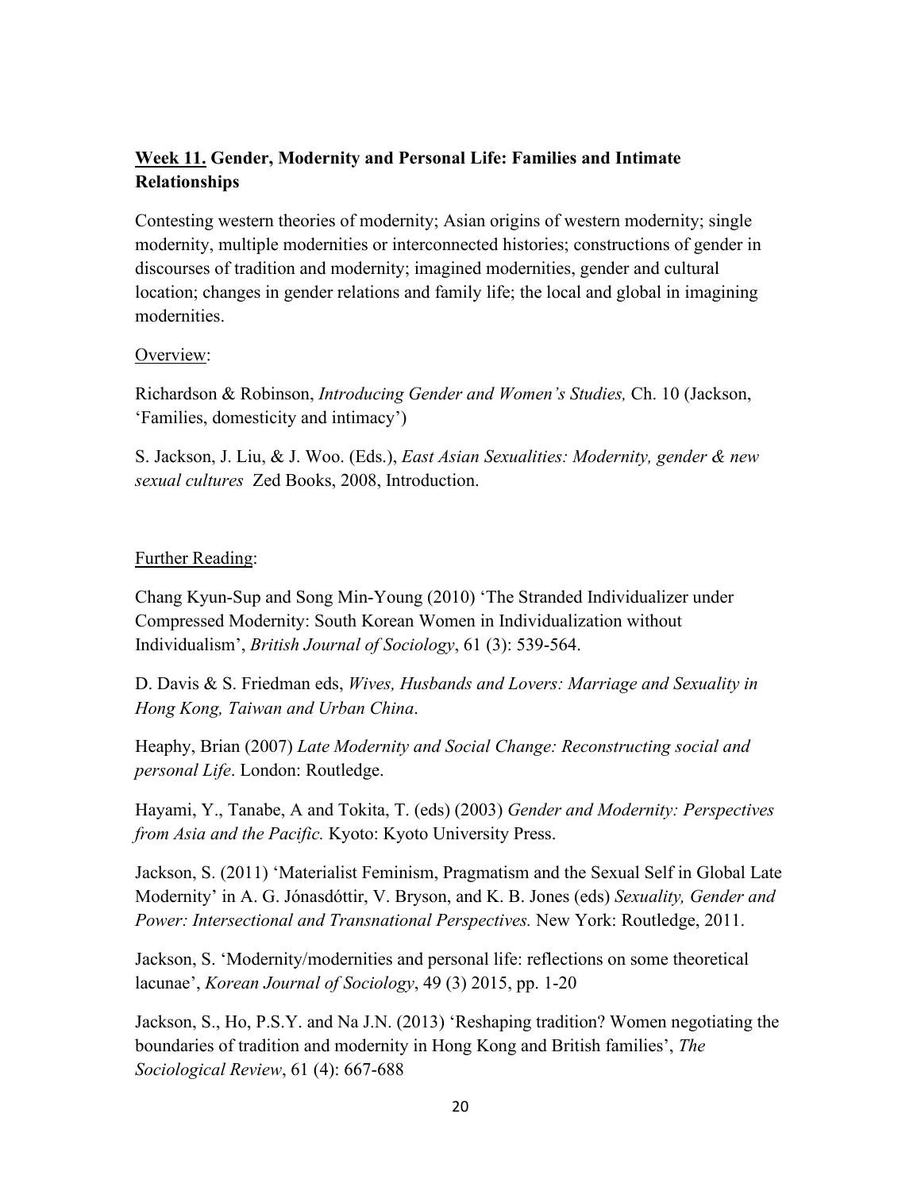## <u>Week 11.</u> Gender, Modernity and Personal Life: Families and Intimate Relationships

Contesting western theories of modernity; Asian origins of western modernity; single modernity, multiple modernities or interconnected histories; constructions of gender in discourses of tradition and modernity; imagined modernities, gender and cultural location; changes in gender relations and family life; the local and global in imagining modernities.

<u>Overview</u>:

Richardson & Robinson, *Introducing Gender and Women's Studies,* Ch. 10 (Jackson, 'Families, domesticity and intimacy')

S. Jackson, J. Liu, & J. Woo. (Eds.), *East Asian Sexualities: Modernity, gender & new sexual cultures* Zed Books, 2008, Introduction.

<u>Further Reading</u>:

Chang Kyun-Sup and Song Min-Young (2010) 'The Stranded Individualizer under Compressed Modernity: South Korean Women in Individualization without Individualism', *British Journal of Sociology*, 61 (3): 539-564.

D. Davis & S. Friedman eds, *Wives, Husbands and Lovers: Marriage and Sexuality in Hong Kong, Taiwan and Urban China*.

Heaphy, Brian (2007) *Late Modernity and Social Change: Reconstructing social and personal Life*. London: Routledge.

Hayami, Y., Tanabe, A and Tokita, T. (eds) (2003) *Gender and Modernity: Perspectives from Asia and the Pacific.* Kyoto: Kyoto University Press.

Jackson, S. (2011) 'Materialist Feminism, Pragmatism and the Sexual Self in Global Late Modernity' in A. G. Jónasdóttir, V. Bryson, and K. B. Jones (eds) *Sexuality, Gender and Power: Intersectional and Transnational Perspectives.* New York: Routledge, 2011.

Jackson, S. 'Modernity/modernities and personal life: reflections on some theoretical lacunae', *Korean Journal of Sociology*, 49 (3) 2015, pp. 1-20

Jackson, S., Ho, P.S.Y. and Na J.N. (2013) 'Reshaping tradition? Women negotiating the boundaries of tradition and modernity in Hong Kong and British families', *The Sociological Review*, 61 (4): 667-688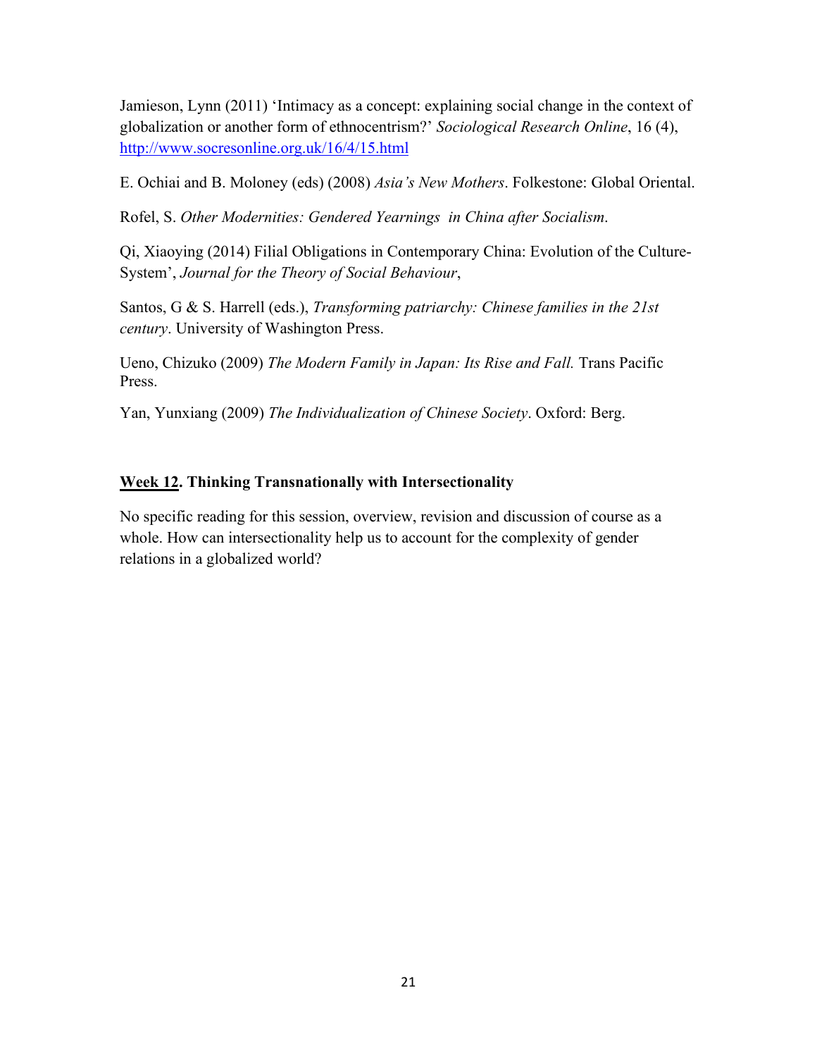Jamieson, Lynn (2011) 'Intimacy as a concept: explaining social change in the context of globalization or another form of ethnocentrism?' *Sociological Research Online*, 16 (4), http://www.socresonline.org.uk/16/4/15.html

E. Ochiai and B. Moloney (eds) (2008) *Asia's New Mothers*. Folkestone: Global Oriental.

Rofel, S. *Other Modernities: Gendered Yearnings in China after Socialism*.

Qi, Xiaoying (2014) Filial Obligations in Contemporary China: Evolution of the Culture-System', *Journal for the Theory of Social Behaviour*,

Santos, G & S. Harrell (eds.), *Transforming patriarchy: Chinese families in the 21st century*. University of Washington Press.

Ueno, Chizuko (2009) *The Modern Family in Japan: Its Rise and Fall.* Trans Pacific Press.

Yan, Yunxiang (2009) *The Individualization of Chinese Society*. Oxford: Berg.

## <u>Week 12</u>. Thinking Transnationally with Intersectionality

No specific reading for this session, overview, revision and discussion of course as a whole. How can intersectionality help us to account for the complexity of gender relations in a globalized world?